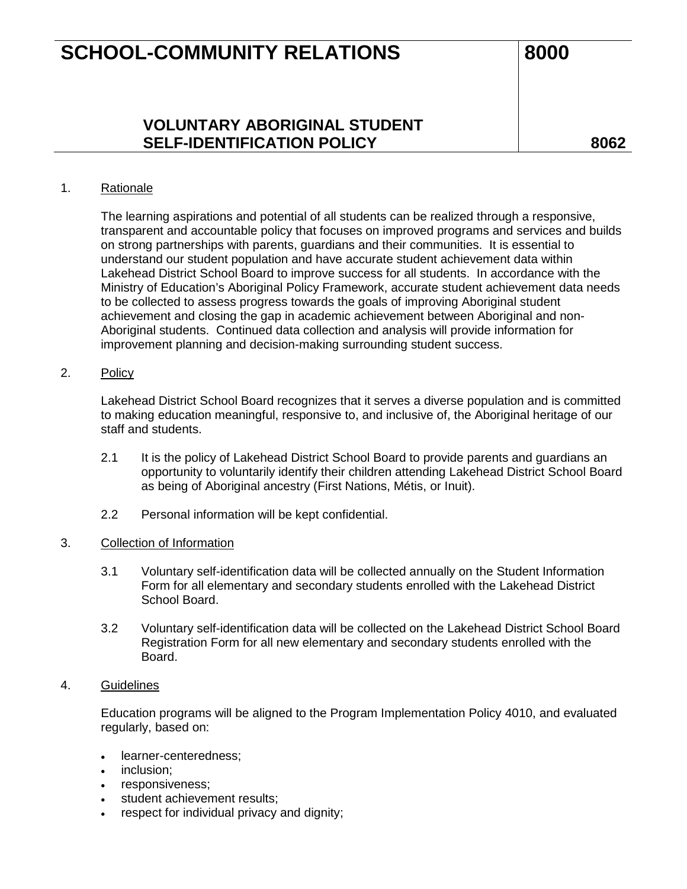# SCHOOL-COMMUNITY RELATIONS 8000

## VOLUNTARY ABORIGINAL STUDENT SELF-IDENTIFICATION POLICY 8062

1. Rationale

   The learning aspirations and potential of all students can be realized through a responsive, transparent and accountable policy that focuses on improved programs and services and builds on strong partnerships with parents, guardians and their communities. It is essential to understand our student population and have accurate student achievement data within Lakehead District School Board to improve success for all students. In accordance with the Ministry of Education's Aboriginal Policy Framework, accurate student achievement data needs to be collected to assess progress towards the goals of improving Aboriginal student achievement and closing the gap in academic achievement between Aboriginal and non-Aboriginal students. Continued data collection and analysis will provide information for improvement planning and decision-making surrounding student success.

2. Policy

   Lakehead District School Board recognizes that it serves a diverse population and is committed to making education meaningful, responsive to, and inclusive of, the Aboriginal heritage of our staff and students.

   2.1 It is the policy of Lakehead District School Board to provide parents and guardians an opportunity to voluntarily identify their children attending Lakehead District School Board as being of Aboriginal ancestry (First Nations, Métis, or Inuit).

   2.2 Personal information will be kept confidential.

3. Collection of Information

   3.1 Voluntary self-identification data will be collected annually on the Student Information Form for all elementary and secondary students enrolled with the Lakehead District School Board.

   3.2 Voluntary self-identification data will be collected on the Lakehead District School Board Registration Form for all new elementary and secondary students enrolled with the Board.

4. Guidelines

   Education programs will be aligned to the Program Implementation Policy 4010, and evaluated regularly, based on:

   - learner-centeredness;
   - inclusion;
   - responsiveness;
   - student achievement results;
   - respect for individual privacy and dignity;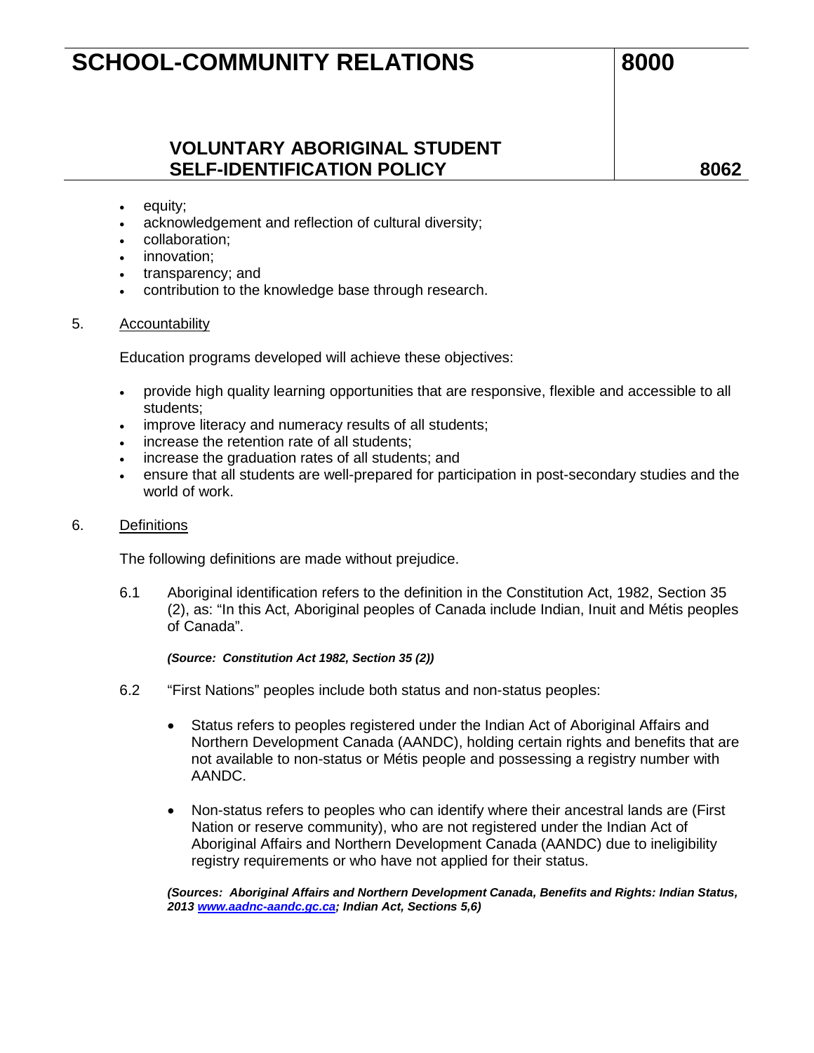- equity;
- acknowledgement and reflection of cultural diversity;
- collaboration;
- innovation;
- transparency; and
- contribution to the knowledge base through research.

5. Accountability

Education programs developed will achieve these objectives:

- provide high quality learning opportunities that are responsive, flexible and accessible to all students;
- improve literacy and numeracy results of all students;
- increase the retention rate of all students;
- increase the graduation rates of all students; and
- ensure that all students are well-prepared for participation in post-secondary studies and the world of work.

6. Definitions

The following definitions are made without prejudice.

6.1 Aboriginal identification refers to the definition in the Constitution Act, 1982, Section 35 (2), as: “In this Act, Aboriginal peoples of Canada include Indian, Inuit and Métis peoples of Canada”.

***(Source: Constitution Act 1982, Section 35 (2))***

6.2 “First Nations” peoples include both status and non-status peoples:

- Status refers to peoples registered under the Indian Act of Aboriginal Affairs and Northern Development Canada (AANDC), holding certain rights and benefits that are not available to non-status or Métis people and possessing a registry number with AANDC.

- Non-status refers to peoples who can identify where their ancestral lands are (First Nation or reserve community), who are not registered under the Indian Act of Aboriginal Affairs and Northern Development Canada (AANDC) due to ineligibility registry requirements or who have not applied for their status.

***(Sources: Aboriginal Affairs and Northern Development Canada, Benefits and Rights: Indian Status, 2013 www.aadnc-aandc.gc.ca; Indian Act, Sections 5,6)***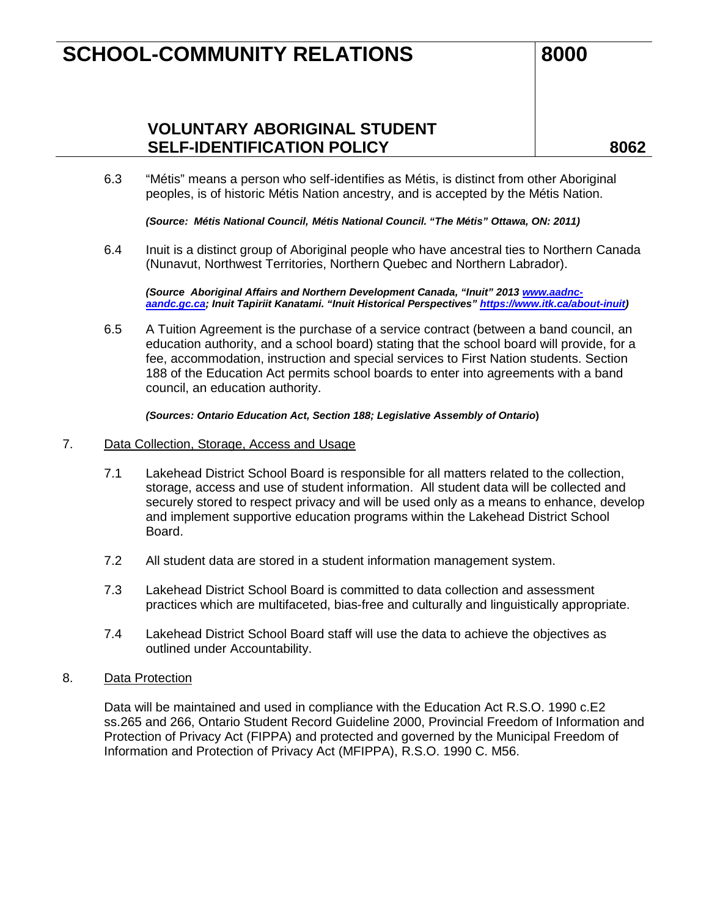6.3 "Métis" means a person who self-identifies as Métis, is distinct from other Aboriginal peoples, is of historic Métis Nation ancestry, and is accepted by the Métis Nation.

***(Source: Métis National Council, Métis National Council. "The Métis" Ottawa, ON: 2011)***

6.4 Inuit is a distinct group of Aboriginal people who have ancestral ties to Northern Canada (Nunavut, Northwest Territories, Northern Quebec and Northern Labrador).

***(Source Aboriginal Affairs and Northern Development Canada, "Inuit" 2013 [www.aadnc-aandc.gc.ca](www.aadnc-aandc.gc.ca); Inuit Tapiriit Kanatami. "Inuit Historical Perspectives" [https://www.itk.ca/about-inuit](https://www.itk.ca/about-inuit))***

6.5 A Tuition Agreement is the purchase of a service contract (between a band council, an education authority, and a school board) stating that the school board will provide, for a fee, accommodation, instruction and special services to First Nation students. Section 188 of the Education Act permits school boards to enter into agreements with a band council, an education authority.

***(Sources: Ontario Education Act, Section 188; Legislative Assembly of Ontario)***

7. <u>Data Collection, Storage, Access and Usage</u>

7.1 Lakehead District School Board is responsible for all matters related to the collection, storage, access and use of student information. All student data will be collected and securely stored to respect privacy and will be used only as a means to enhance, develop and implement supportive education programs within the Lakehead District School Board.

7.2 All student data are stored in a student information management system.

7.3 Lakehead District School Board is committed to data collection and assessment practices which are multifaceted, bias-free and culturally and linguistically appropriate.

7.4 Lakehead District School Board staff will use the data to achieve the objectives as outlined under Accountability.

8. <u>Data Protection</u>

Data will be maintained and used in compliance with the Education Act R.S.O. 1990 c.E2 ss.265 and 266, Ontario Student Record Guideline 2000, Provincial Freedom of Information and Protection of Privacy Act (FIPPA) and protected and governed by the Municipal Freedom of Information and Protection of Privacy Act (MFIPPA), R.S.O. 1990 C. M56.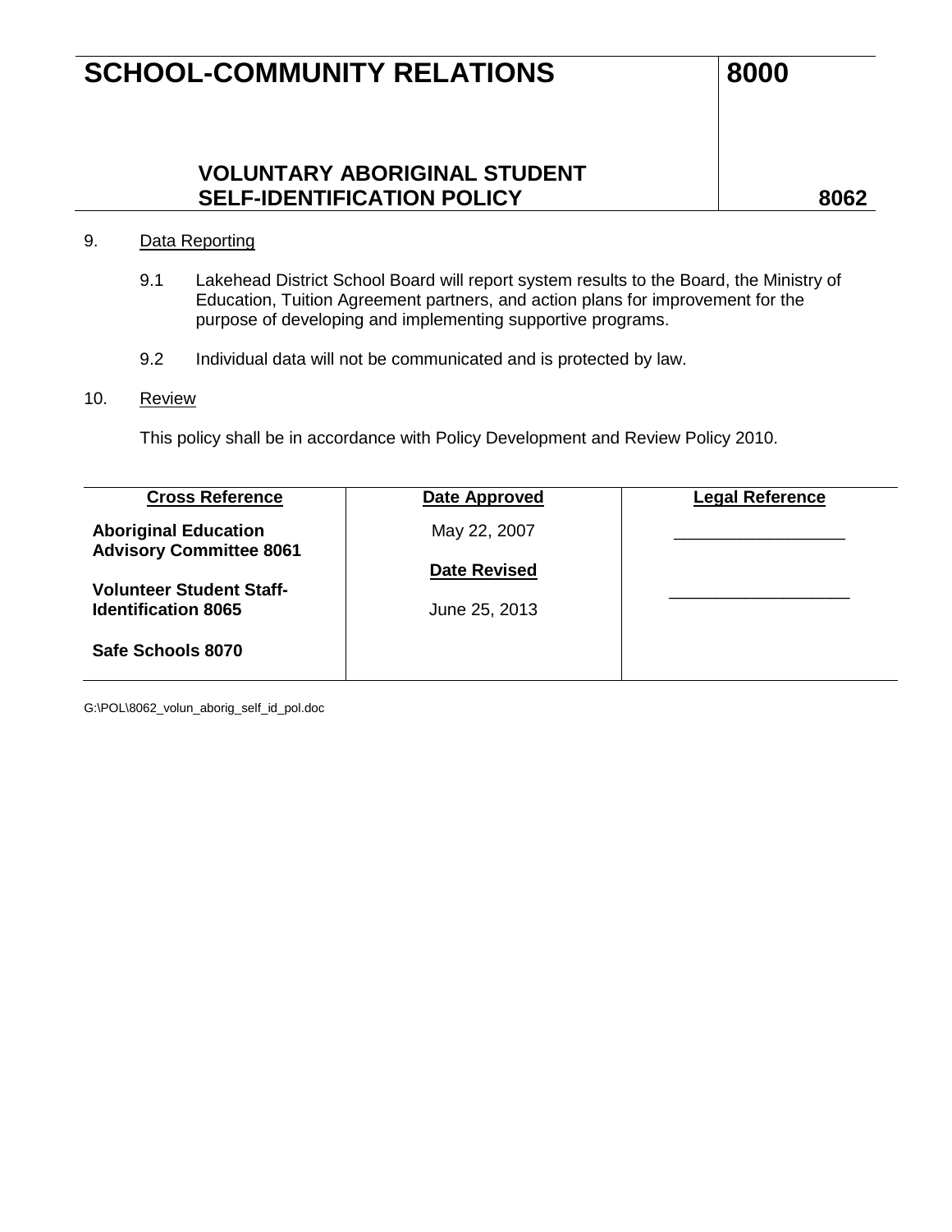9. Data Reporting

   9.1 Lakehead District School Board will report system results to the Board, the Ministry of Education, Tuition Agreement partners, and action plans for improvement for the purpose of developing and implementing supportive programs.

   9.2 Individual data will not be communicated and is protected by law.

10. Review

   This policy shall be in accordance with Policy Development and Review Policy 2010.

| **Cross Reference** | **Date Approved** | **Legal Reference** |
|---|---|---|
| **Aboriginal Education Advisory Committee 8061** | May 22, 2007 | __________________ |
| | **Date Revised** | |
| **Volunteer Student Staff-Identification 8065** | June 25, 2013 | __________________ |
| **Safe Schools 8070** | | |

G:\POL\8062_volun_aborig_self_id_pol.doc